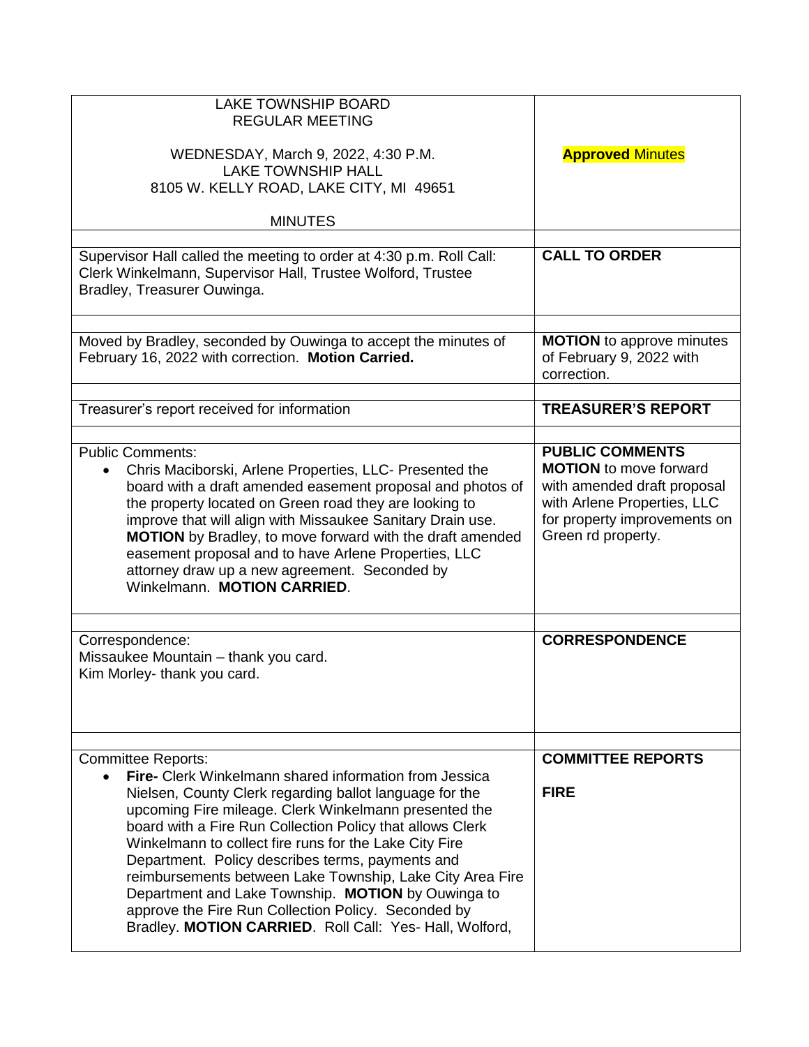| LAKE TOWNSHIP BOARD<br>REGULAR MEETING<br><br>WEDNESDAY, March 9, 2022, 4:30 P.M.<br>LAKE TOWNSHIP HALL<br>8105 W. KELLY ROAD, LAKE CITY, MI 49651<br><br>MINUTES | **Approved** Minutes |
|---|---|
| Supervisor Hall called the meeting to order at 4:30 p.m. Roll Call: Clerk Winkelmann, Supervisor Hall, Trustee Wolford, Trustee Bradley, Treasurer Ouwinga. | **CALL TO ORDER** |
| Moved by Bradley, seconded by Ouwinga to accept the minutes of February 16, 2022 with correction. **Motion Carried.** | **MOTION** to approve minutes of February 9, 2022 with correction. |
| Treasurer's report received for information | **TREASURER'S REPORT** |
| Public Comments:<br>• Chris Maciborski, Arlene Properties, LLC- Presented the board with a draft amended easement proposal and photos of the property located on Green road they are looking to improve that will align with Missaukee Sanitary Drain use. **MOTION** by Bradley, to move forward with the draft amended easement proposal and to have Arlene Properties, LLC attorney draw up a new agreement. Seconded by Winkelmann. **MOTION CARRIED**. | **PUBLIC COMMENTS**<br>**MOTION** to move forward with amended draft proposal with Arlene Properties, LLC for property improvements on Green rd property. |
| Correspondence:<br>Missaukee Mountain – thank you card.<br>Kim Morley- thank you card. | **CORRESPONDENCE** |
| Committee Reports:<br>• **Fire-** Clerk Winkelmann shared information from Jessica Nielsen, County Clerk regarding ballot language for the upcoming Fire mileage. Clerk Winkelmann presented the board with a Fire Run Collection Policy that allows Clerk Winkelmann to collect fire runs for the Lake City Fire Department. Policy describes terms, payments and reimbursements between Lake Township, Lake City Area Fire Department and Lake Township. **MOTION** by Ouwinga to approve the Fire Run Collection Policy. Seconded by Bradley. **MOTION CARRIED**. Roll Call: Yes- Hall, Wolford, | **COMMITTEE REPORTS**<br><br>**FIRE** |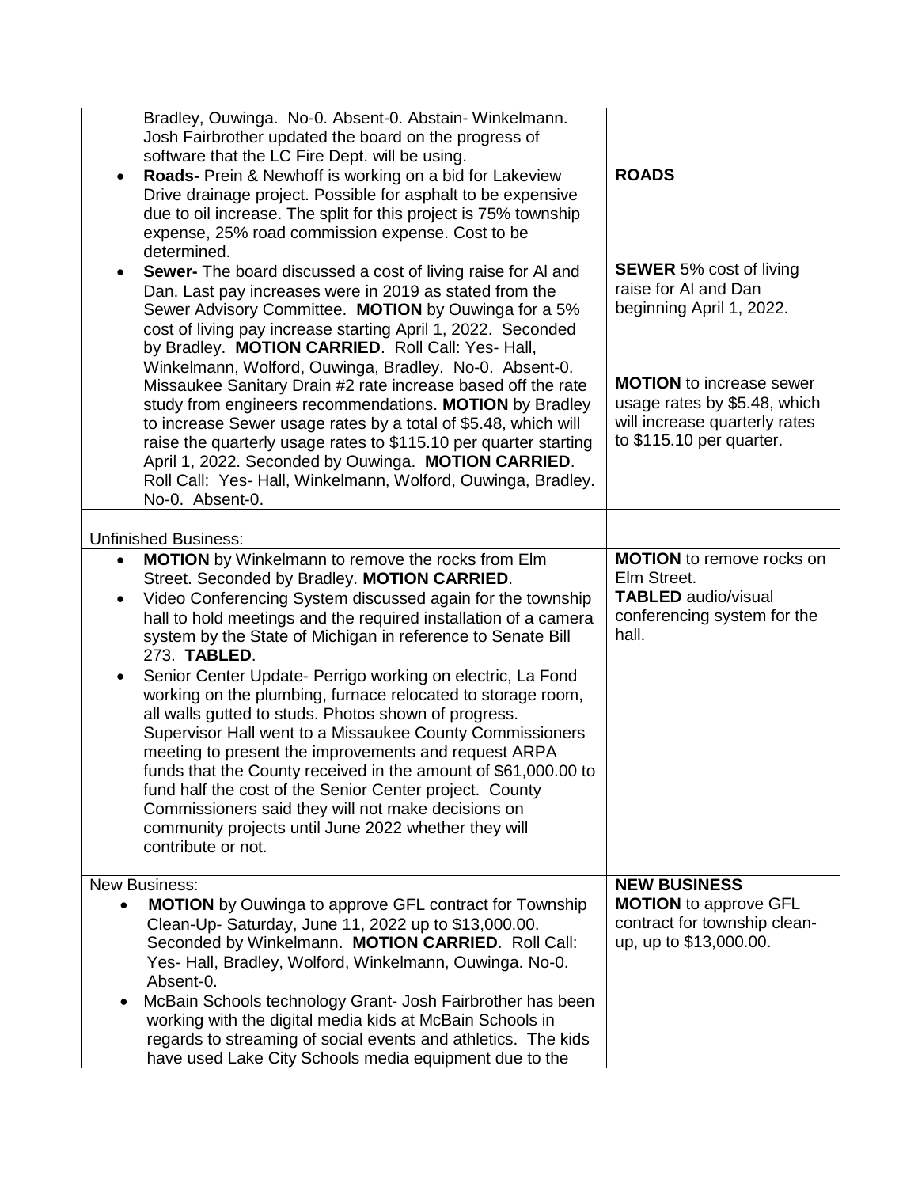| | |
|---|---|
| Bradley, Ouwinga. No-0. Absent-0. Abstain- Winkelmann. Josh Fairbrother updated the board on the progress of software that the LC Fire Dept. will be using. | |
| • **Roads-** Prein & Newhoff is working on a bid for Lakeview Drive drainage project. Possible for asphalt to be expensive due to oil increase. The split for this project is 75% township expense, 25% road commission expense. Cost to be determined. | **ROADS** |
| • **Sewer-** The board discussed a cost of living raise for Al and Dan. Last pay increases were in 2019 as stated from the Sewer Advisory Committee. **MOTION** by Ouwinga for a 5% cost of living pay increase starting April 1, 2022. Seconded by Bradley. **MOTION CARRIED**. Roll Call: Yes- Hall, Winkelmann, Wolford, Ouwinga, Bradley. No-0. Absent-0. Missaukee Sanitary Drain #2 rate increase based off the rate study from engineers recommendations. **MOTION** by Bradley to increase Sewer usage rates by a total of $5.48, which will raise the quarterly usage rates to $115.10 per quarter starting April 1, 2022. Seconded by Ouwinga. **MOTION CARRIED**. Roll Call: Yes- Hall, Winkelmann, Wolford, Ouwinga, Bradley. No-0. Absent-0. | **SEWER** 5% cost of living raise for Al and Dan beginning April 1, 2022. **MOTION** to increase sewer usage rates by $5.48, which will increase quarterly rates to $115.10 per quarter. |
| | |
| Unfinished Business: | |
| • **MOTION** by Winkelmann to remove the rocks from Elm Street. Seconded by Bradley. **MOTION CARRIED**. • Video Conferencing System discussed again for the township hall to hold meetings and the required installation of a camera system by the State of Michigan in reference to Senate Bill 273. **TABLED**. • Senior Center Update- Perrigo working on electric, La Fond working on the plumbing, furnace relocated to storage room, all walls gutted to studs. Photos shown of progress. Supervisor Hall went to a Missaukee County Commissioners meeting to present the improvements and request ARPA funds that the County received in the amount of $61,000.00 to fund half the cost of the Senior Center project. County Commissioners said they will not make decisions on community projects until June 2022 whether they will contribute or not. | **MOTION** to remove rocks on Elm Street. **TABLED** audio/visual conferencing system for the hall. |
| New Business: • **MOTION** by Ouwinga to approve GFL contract for Township Clean-Up- Saturday, June 11, 2022 up to $13,000.00. Seconded by Winkelmann. **MOTION CARRIED**. Roll Call: Yes- Hall, Bradley, Wolford, Winkelmann, Ouwinga. No-0. Absent-0. • McBain Schools technology Grant- Josh Fairbrother has been working with the digital media kids at McBain Schools in regards to streaming of social events and athletics. The kids have used Lake City Schools media equipment due to the | **NEW BUSINESS** **MOTION** to approve GFL contract for township clean-up, up to $13,000.00. |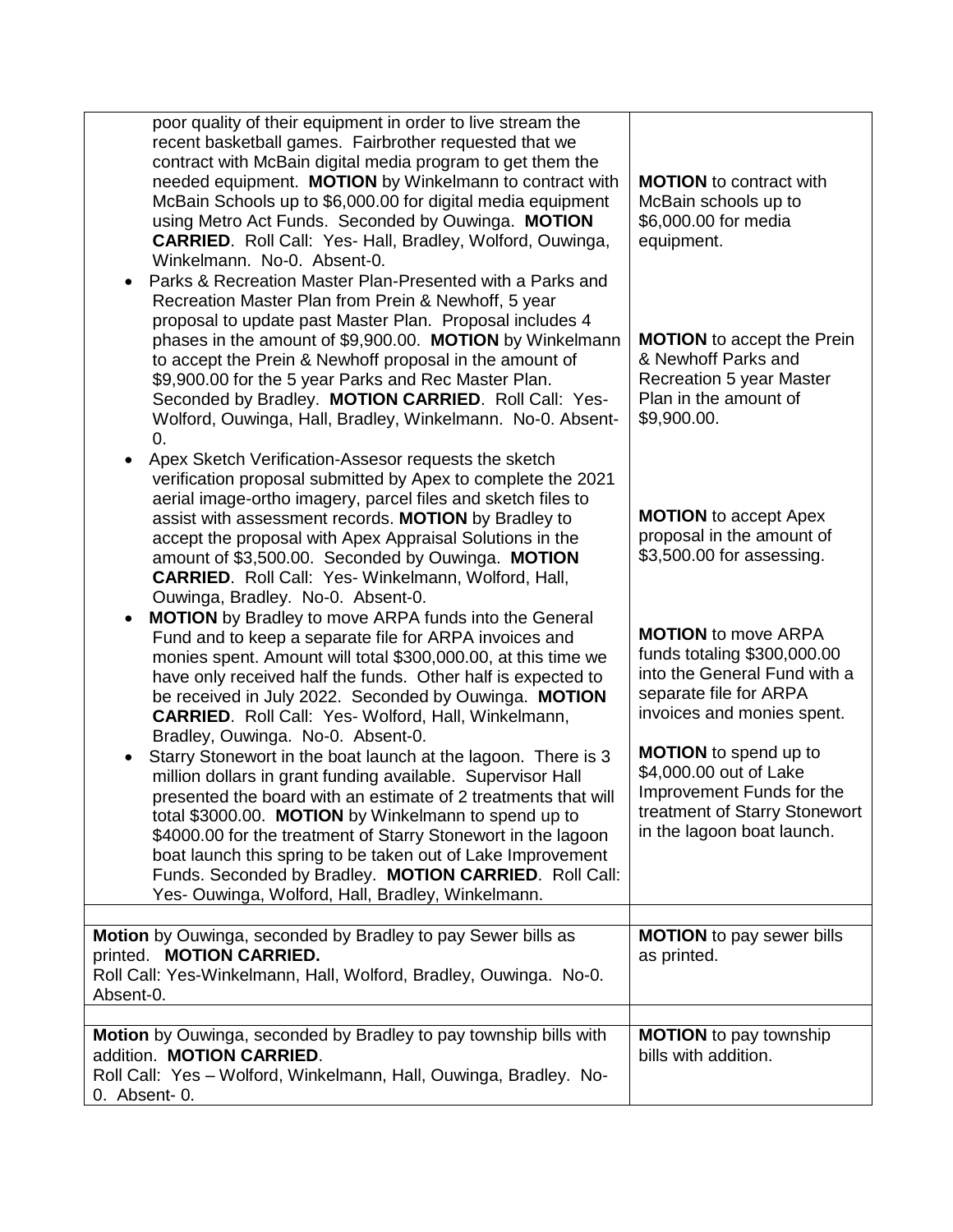| | |
|---|---|
| poor quality of their equipment in order to live stream the recent basketball games. Fairbrother requested that we contract with McBain digital media program to get them the needed equipment. **MOTION** by Winkelmann to contract with McBain Schools up to $6,000.00 for digital media equipment using Metro Act Funds. Seconded by Ouwinga. **MOTION CARRIED**. Roll Call: Yes- Hall, Bradley, Wolford, Ouwinga, Winkelmann. No-0. Absent-0. | **MOTION** to contract with McBain schools up to $6,000.00 for media equipment. |
| • Parks & Recreation Master Plan-Presented with a Parks and Recreation Master Plan from Prein & Newhoff, 5 year proposal to update past Master Plan. Proposal includes 4 phases in the amount of $9,900.00. **MOTION** by Winkelmann to accept the Prein & Newhoff proposal in the amount of $9,900.00 for the 5 year Parks and Rec Master Plan. Seconded by Bradley. **MOTION CARRIED**. Roll Call: Yes- Wolford, Ouwinga, Hall, Bradley, Winkelmann. No-0. Absent-0. | **MOTION** to accept the Prein & Newhoff Parks and Recreation 5 year Master Plan in the amount of $9,900.00. |
| • Apex Sketch Verification-Assesor requests the sketch verification proposal submitted by Apex to complete the 2021 aerial image-ortho imagery, parcel files and sketch files to assist with assessment records. **MOTION** by Bradley to accept the proposal with Apex Appraisal Solutions in the amount of $3,500.00. Seconded by Ouwinga. **MOTION CARRIED**. Roll Call: Yes- Winkelmann, Wolford, Hall, Ouwinga, Bradley. No-0. Absent-0. | **MOTION** to accept Apex proposal in the amount of $3,500.00 for assessing. |
| • **MOTION** by Bradley to move ARPA funds into the General Fund and to keep a separate file for ARPA invoices and monies spent. Amount will total $300,000.00, at this time we have only received half the funds. Other half is expected to be received in July 2022. Seconded by Ouwinga. **MOTION CARRIED**. Roll Call: Yes- Wolford, Hall, Winkelmann, Bradley, Ouwinga. No-0. Absent-0. | **MOTION** to move ARPA funds totaling $300,000.00 into the General Fund with a separate file for ARPA invoices and monies spent. |
| • Starry Stonewort in the boat launch at the lagoon. There is 3 million dollars in grant funding available. Supervisor Hall presented the board with an estimate of 2 treatments that will total $3000.00. **MOTION** by Winkelmann to spend up to $4000.00 for the treatment of Starry Stonewort in the lagoon boat launch this spring to be taken out of Lake Improvement Funds. Seconded by Bradley. **MOTION CARRIED**. Roll Call: Yes- Ouwinga, Wolford, Hall, Bradley, Winkelmann. | **MOTION** to spend up to $4,000.00 out of Lake Improvement Funds for the treatment of Starry Stonewort in the lagoon boat launch. |
| | |
| **Motion** by Ouwinga, seconded by Bradley to pay Sewer bills as printed. **MOTION CARRIED.** Roll Call: Yes-Winkelmann, Hall, Wolford, Bradley, Ouwinga. No-0. Absent-0. | **MOTION** to pay sewer bills as printed. |
| | |
| **Motion** by Ouwinga, seconded by Bradley to pay township bills with addition. **MOTION CARRIED**. Roll Call: Yes – Wolford, Winkelmann, Hall, Ouwinga, Bradley. No-0. Absent- 0. | **MOTION** to pay township bills with addition. |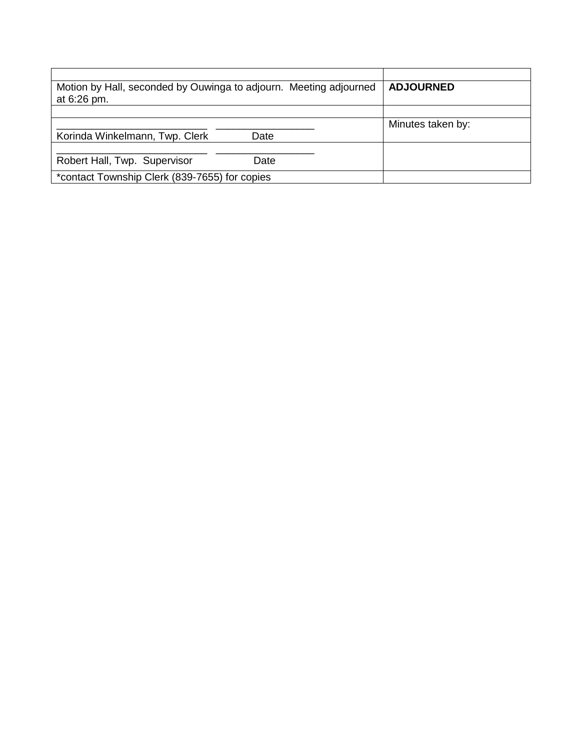| | |
|---|---|
| Motion by Hall, seconded by Ouwinga to adjourn. Meeting adjourned at 6:26 pm. | **ADJOURNED** |
| | |
| _________________________ _______________<br>Korinda Winkelmann, Twp. Clerk Date | Minutes taken by: |
| _________________________ _______________<br>Robert Hall, Twp. Supervisor Date | |
| *contact Township Clerk (839-7655) for copies | |